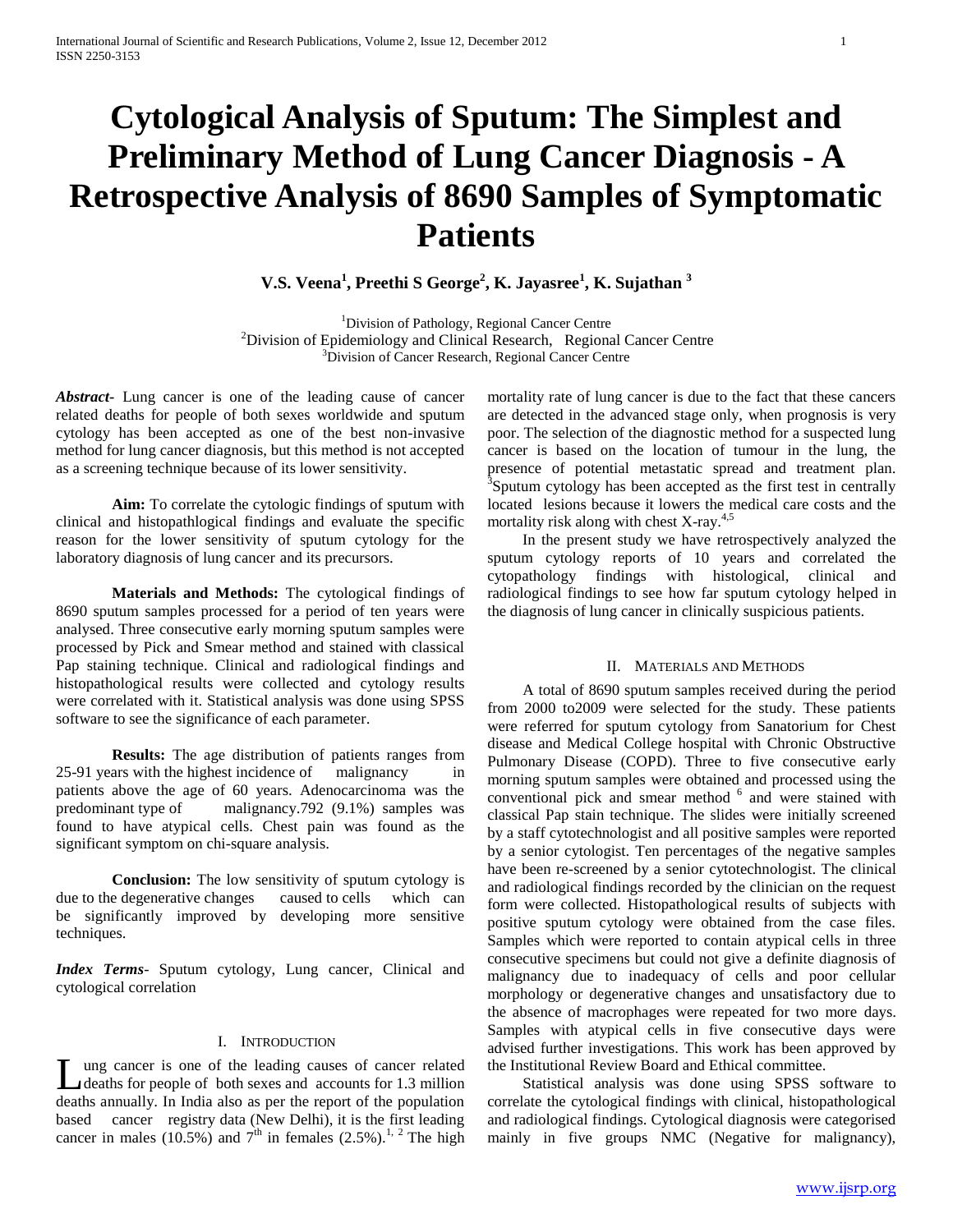# Cytological Analysis of Sputum: The Simplest and Preliminary Method of Lung Cancer Diagnosis - A Retrospective Analysis of 8690 Samples of Symptomatic Patients

**V.S. Veena[1], Preethi S George[2], K. Jayasree[1], K. Sujathan [3]**

[1]Division of Pathology, Regional Cancer Centre
[2]Division of Epidemiology and Clinical Research, Regional Cancer Centre
[3]Division of Cancer Research, Regional Cancer Centre

***Abstract-*** Lung cancer is one of the leading cause of cancer related deaths for people of both sexes worldwide and sputum cytology has been accepted as one of the best non-invasive method for lung cancer diagnosis, but this method is not accepted as a screening technique because of its lower sensitivity.

**Aim:** To correlate the cytologic findings of sputum with clinical and histopathlogical findings and evaluate the specific reason for the lower sensitivity of sputum cytology for the laboratory diagnosis of lung cancer and its precursors.

**Materials and Methods:** The cytological findings of 8690 sputum samples processed for a period of ten years were analysed. Three consecutive early morning sputum samples were processed by Pick and Smear method and stained with classical Pap staining technique. Clinical and radiological findings and histopathological results were collected and cytology results were correlated with it. Statistical analysis was done using SPSS software to see the significance of each parameter.

**Results:** The age distribution of patients ranges from 25-91 years with the highest incidence of malignancy in patients above the age of 60 years. Adenocarcinoma was the predominant type of malignancy.792 (9.1%) samples was found to have atypical cells. Chest pain was found as the significant symptom on chi-square analysis.

**Conclusion:** The low sensitivity of sputum cytology is due to the degenerative changes caused to cells which can be significantly improved by developing more sensitive techniques.

***Index Terms*****-** Sputum cytology, Lung cancer, Clinical and cytological correlation

## I. Introduction

Lung cancer is one of the leading causes of cancer related deaths for people of both sexes and accounts for 1.3 million deaths annually. In India also as per the report of the population based cancer registry data (New Delhi), it is the first leading cancer in males (10.5%) and 7th in females (2.5%).[1, 2] The high mortality rate of lung cancer is due to the fact that these cancers are detected in the advanced stage only, when prognosis is very poor. The selection of the diagnostic method for a suspected lung cancer is based on the location of tumour in the lung, the presence of potential metastatic spread and treatment plan. [3]Sputum cytology has been accepted as the first test in centrally located lesions because it lowers the medical care costs and the mortality risk along with chest X-ray.[4,5]

In the present study we have retrospectively analyzed the sputum cytology reports of 10 years and correlated the cytopathology findings with histological, clinical and radiological findings to see how far sputum cytology helped in the diagnosis of lung cancer in clinically suspicious patients.

## II. Materials and Methods

A total of 8690 sputum samples received during the period from 2000 to2009 were selected for the study. These patients were referred for sputum cytology from Sanatorium for Chest disease and Medical College hospital with Chronic Obstructive Pulmonary Disease (COPD). Three to five consecutive early morning sputum samples were obtained and processed using the conventional pick and smear method [6] and were stained with classical Pap stain technique. The slides were initially screened by a staff cytotechnologist and all positive samples were reported by a senior cytologist. Ten percentages of the negative samples have been re-screened by a senior cytotechnologist. The clinical and radiological findings recorded by the clinician on the request form were collected. Histopathological results of subjects with positive sputum cytology were obtained from the case files. Samples which were reported to contain atypical cells in three consecutive specimens but could not give a definite diagnosis of malignancy due to inadequacy of cells and poor cellular morphology or degenerative changes and unsatisfactory due to the absence of macrophages were repeated for two more days. Samples with atypical cells in five consecutive days were advised further investigations. This work has been approved by the Institutional Review Board and Ethical committee.

Statistical analysis was done using SPSS software to correlate the cytological findings with clinical, histopathological and radiological findings. Cytological diagnosis were categorised mainly in five groups NMC (Negative for malignancy),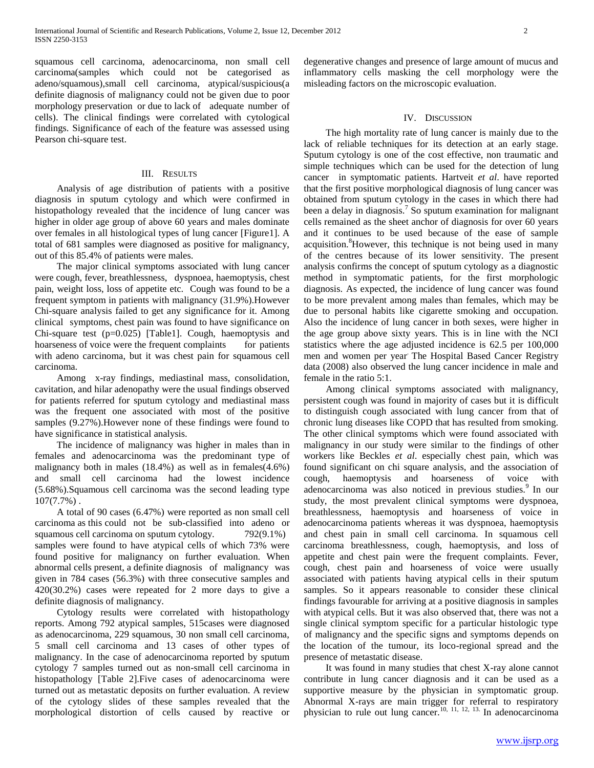squamous cell carcinoma, adenocarcinoma, non small cell carcinoma(samples which could not be categorised as adeno/squamous),small cell carcinoma, atypical/suspicious(a definite diagnosis of malignancy could not be given due to poor morphology preservation or due to lack of adequate number of cells). The clinical findings were correlated with cytological findings. Significance of each of the feature was assessed using Pearson chi-square test.

## III. Results

Analysis of age distribution of patients with a positive diagnosis in sputum cytology and which were confirmed in histopathology revealed that the incidence of lung cancer was higher in older age group of above 60 years and males dominate over females in all histological types of lung cancer [Figure1]. A total of 681 samples were diagnosed as positive for malignancy, out of this 85.4% of patients were males.

The major clinical symptoms associated with lung cancer were cough, fever, breathlessness, dyspnoea, haemoptysis, chest pain, weight loss, loss of appetite etc. Cough was found to be a frequent symptom in patients with malignancy (31.9%).However Chi-square analysis failed to get any significance for it. Among clinical symptoms, chest pain was found to have significance on Chi-square test (p=0.025) [Table1]. Cough, haemoptysis and hoarseness of voice were the frequent complaints for patients with adeno carcinoma, but it was chest pain for squamous cell carcinoma.

Among x-ray findings, mediastinal mass, consolidation, cavitation, and hilar adenopathy were the usual findings observed for patients referred for sputum cytology and mediastinal mass was the frequent one associated with most of the positive samples (9.27%).However none of these findings were found to have significance in statistical analysis.

The incidence of malignancy was higher in males than in females and adenocarcinoma was the predominant type of malignancy both in males (18.4%) as well as in females(4.6%) and small cell carcinoma had the lowest incidence (5.68%).Squamous cell carcinoma was the second leading type 107(7.7%) .

A total of 90 cases (6.47%) were reported as non small cell carcinoma as this could not be sub-classified into adeno or squamous cell carcinoma on sputum cytology. 792(9.1%) samples were found to have atypical cells of which 73% were found positive for malignancy on further evaluation. When abnormal cells present, a definite diagnosis of malignancy was given in 784 cases (56.3%) with three consecutive samples and 420(30.2%) cases were repeated for 2 more days to give a definite diagnosis of malignancy.

Cytology results were correlated with histopathology reports. Among 792 atypical samples, 515cases were diagnosed as adenocarcinoma, 229 squamous, 30 non small cell carcinoma, 5 small cell carcinoma and 13 cases of other types of malignancy. In the case of adenocarcinoma reported by sputum cytology 7 samples turned out as non-small cell carcinoma in histopathology [Table 2].Five cases of adenocarcinoma were turned out as metastatic deposits on further evaluation. A review of the cytology slides of these samples revealed that the morphological distortion of cells caused by reactive or degenerative changes and presence of large amount of mucus and inflammatory cells masking the cell morphology were the misleading factors on the microscopic evaluation.

## IV. Discussion

The high mortality rate of lung cancer is mainly due to the lack of reliable techniques for its detection at an early stage. Sputum cytology is one of the cost effective, non traumatic and simple techniques which can be used for the detection of lung cancer in symptomatic patients. Hartveit *et al*. have reported that the first positive morphological diagnosis of lung cancer was obtained from sputum cytology in the cases in which there had been a delay in diagnosis.[7] So sputum examination for malignant cells remained as the sheet anchor of diagnosis for over 60 years and it continues to be used because of the ease of sample acquisition.[8]However, this technique is not being used in many of the centres because of its lower sensitivity. The present analysis confirms the concept of sputum cytology as a diagnostic method in symptomatic patients, for the first morphologic diagnosis. As expected, the incidence of lung cancer was found to be more prevalent among males than females, which may be due to personal habits like cigarette smoking and occupation. Also the incidence of lung cancer in both sexes, were higher in the age group above sixty years. This is in line with the NCI statistics where the age adjusted incidence is 62.5 per 100,000 men and women per year. The Hospital Based Cancer Registry data (2008) also observed the lung cancer incidence in male and female in the ratio 5:1.

Among clinical symptoms associated with malignancy, persistent cough was found in majority of cases but it is difficult to distinguish cough associated with lung cancer from that of chronic lung diseases like COPD that has resulted from smoking. The other clinical symptoms which were found associated with malignancy in our study were similar to the findings of other workers like Beckles *et al*. especially chest pain, which was found significant on chi square analysis, and the association of cough, haemoptysis and hoarseness of voice with adenocarcinoma was also noticed in previous studies.[9] In our study, the most prevalent clinical symptoms were dyspnoea, breathlessness, haemoptysis and hoarseness of voice in adenocarcinoma patients whereas it was dyspnoea, haemoptysis and chest pain in small cell carcinoma. In squamous cell carcinoma breathlessness, cough, haemoptysis, and loss of appetite and chest pain were the frequent complaints. Fever, cough, chest pain and hoarseness of voice were usually associated with patients having atypical cells in their sputum samples. So it appears reasonable to consider these clinical findings favourable for arriving at a positive diagnosis in samples with atypical cells. But it was also observed that, there was not a single clinical symptom specific for a particular histologic type of malignancy and the specific signs and symptoms depends on the location of the tumour, its loco-regional spread and the presence of metastatic disease.

It was found in many studies that chest X-ray alone cannot contribute in lung cancer diagnosis and it can be used as a supportive measure by the physician in symptomatic group. Abnormal X-rays are main trigger for referral to respiratory physician to rule out lung cancer.[10, 11, 12, 13] In adenocarcinoma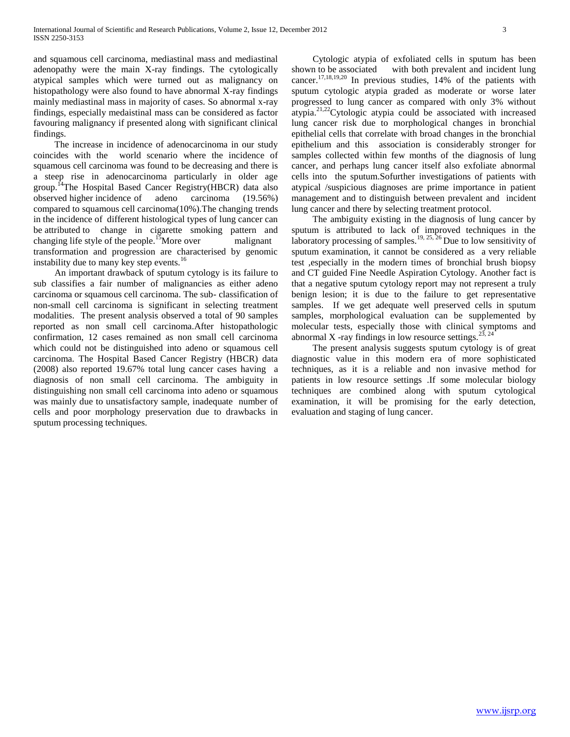and squamous cell carcinoma, mediastinal mass and mediastinal adenopathy were the main X-ray findings. The cytologically atypical samples which were turned out as malignancy on histopathology were also found to have abnormal X-ray findings mainly mediastinal mass in majority of cases. So abnormal x-ray findings, especially medaistinal mass can be considered as factor favouring malignancy if presented along with significant clinical findings.

The increase in incidence of adenocarcinoma in our study coincides with the world scenario where the incidence of squamous cell carcinoma was found to be decreasing and there is a steep rise in adenocarcinoma particularly in older age group.[14]The Hospital Based Cancer Registry(HBCR) data also observed higher incidence of adeno carcinoma (19.56%) compared to squamous cell carcinoma(10%).The changing trends in the incidence of different histological types of lung cancer can be attributed to change in cigarette smoking pattern and changing life style of the people.[15]More over malignant transformation and progression are characterised by genomic instability due to many key step events.[16]

An important drawback of sputum cytology is its failure to sub classifies a fair number of malignancies as either adeno carcinoma or squamous cell carcinoma. The sub- classification of non-small cell carcinoma is significant in selecting treatment modalities. The present analysis observed a total of 90 samples reported as non small cell carcinoma.After histopathologic confirmation, 12 cases remained as non small cell carcinoma which could not be distinguished into adeno or squamous cell carcinoma. The Hospital Based Cancer Registry (HBCR) data (2008) also reported 19.67% total lung cancer cases having a diagnosis of non small cell carcinoma. The ambiguity in distinguishing non small cell carcinoma into adeno or squamous was mainly due to unsatisfactory sample, inadequate number of cells and poor morphology preservation due to drawbacks in sputum processing techniques.

Cytologic atypia of exfoliated cells in sputum has been shown to be associated with both prevalent and incident lung cancer.[17,18,19,20] In previous studies, 14% of the patients with sputum cytologic atypia graded as moderate or worse later progressed to lung cancer as compared with only 3% without atypia.[21,22]Cytologic atypia could be associated with increased lung cancer risk due to morphological changes in bronchial epithelial cells that correlate with broad changes in the bronchial epithelium and this association is considerably stronger for samples collected within few months of the diagnosis of lung cancer, and perhaps lung cancer itself also exfoliate abnormal cells into the sputum.Sofurther investigations of patients with atypical /suspicious diagnoses are prime importance in patient management and to distinguish between prevalent and incident lung cancer and there by selecting treatment protocol.

The ambiguity existing in the diagnosis of lung cancer by sputum is attributed to lack of improved techniques in the laboratory processing of samples.[19, 25, 26] Due to low sensitivity of sputum examination, it cannot be considered as a very reliable test ,especially in the modern times of bronchial brush biopsy and CT guided Fine Needle Aspiration Cytology. Another fact is that a negative sputum cytology report may not represent a truly benign lesion; it is due to the failure to get representative samples. If we get adequate well preserved cells in sputum samples, morphological evaluation can be supplemented by molecular tests, especially those with clinical symptoms and abnormal X -ray findings in low resource settings.[23, 24]

The present analysis suggests sputum cytology is of great diagnostic value in this modern era of more sophisticated techniques, as it is a reliable and non invasive method for patients in low resource settings .If some molecular biology techniques are combined along with sputum cytological examination, it will be promising for the early detection, evaluation and staging of lung cancer.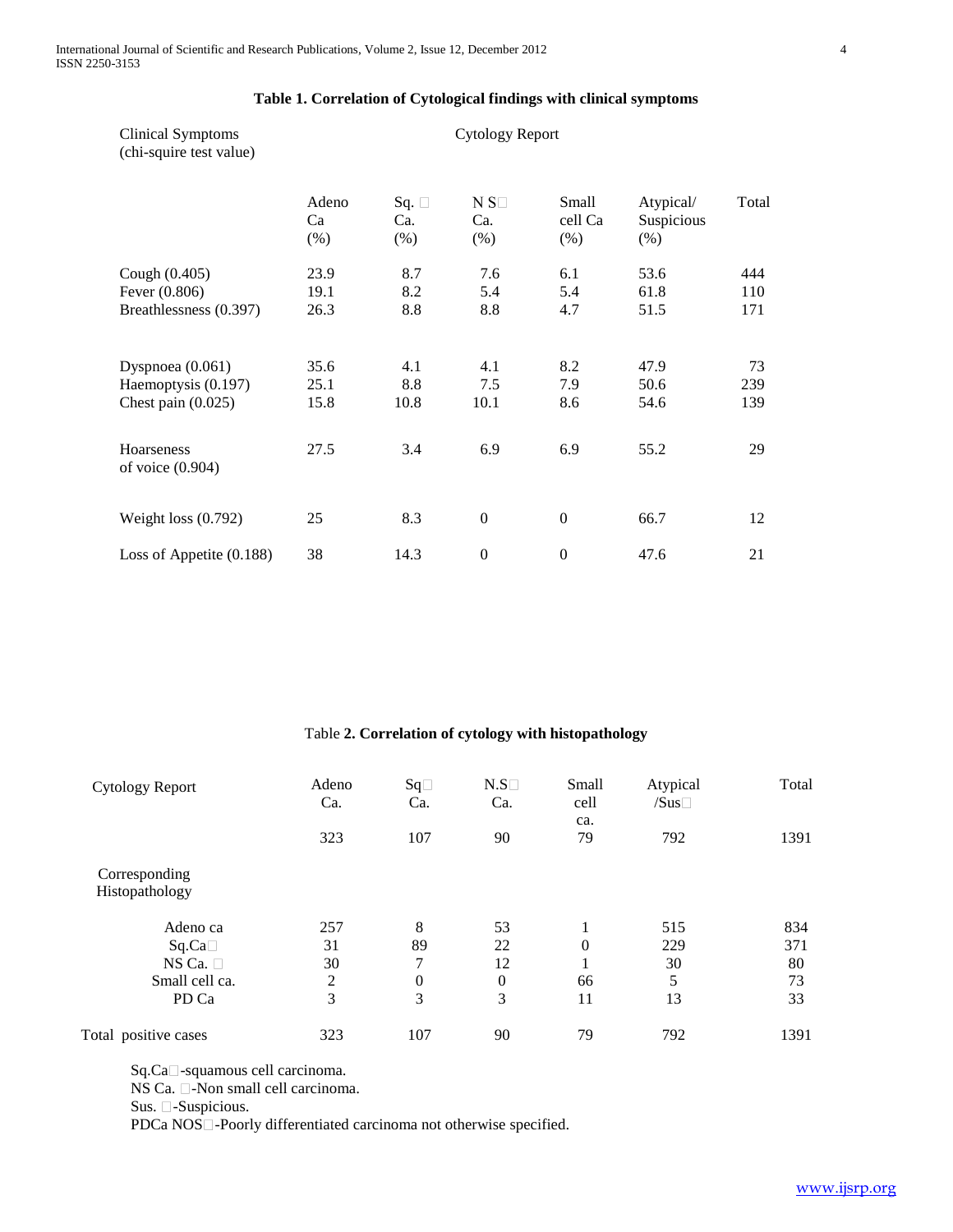**Table 1. Correlation of Cytological findings with clinical symptoms**

| Clinical Symptoms (chi-squire test value) | Cytology Report | | | | | |
|---|---|---|---|---|---|---|
| | Adeno Ca (%) | Sq. Ca. (%) | N S Ca. (%) | Small cell Ca (%) | Atypical/ Suspicious (%) | Total |
| Cough (0.405) | 23.9 | 8.7 | 7.6 | 6.1 | 53.6 | 444 |
| Fever (0.806) | 19.1 | 8.2 | 5.4 | 5.4 | 61.8 | 110 |
| Breathlessness (0.397) | 26.3 | 8.8 | 8.8 | 4.7 | 51.5 | 171 |
| Dyspnoea (0.061) | 35.6 | 4.1 | 4.1 | 8.2 | 47.9 | 73 |
| Haemoptysis (0.197) | 25.1 | 8.8 | 7.5 | 7.9 | 50.6 | 239 |
| Chest pain (0.025) | 15.8 | 10.8 | 10.1 | 8.6 | 54.6 | 139 |
| Hoarseness of voice (0.904) | 27.5 | 3.4 | 6.9 | 6.9 | 55.2 | 29 |
| Weight loss (0.792) | 25 | 8.3 | 0 | 0 | 66.7 | 12 |
| Loss of Appetite (0.188) | 38 | 14.3 | 0 | 0 | 47.6 | 21 |

Table **2. Correlation of cytology with histopathology**

| Cytology Report | Adeno Ca. | Sq Ca. | N.S Ca. | Small cell ca. | Atypical /Sus | Total |
|---|---|---|---|---|---|---|
| | 323 | 107 | 90 | 79 | 792 | 1391 |
| Corresponding Histopathology | | | | | | |
| Adeno ca | 257 | 8 | 53 | 1 | 515 | 834 |
| Sq.Ca | 31 | 89 | 22 | 0 | 229 | 371 |
| NS Ca. | 30 | 7 | 12 | 1 | 30 | 80 |
| Small cell ca. | 2 | 0 | 0 | 66 | 5 | 73 |
| PD Ca | 3 | 3 | 3 | 11 | 13 | 33 |
| Total positive cases | 323 | 107 | 90 | 79 | 792 | 1391 |

Sq.Ca-squamous cell carcinoma.
NS Ca. -Non small cell carcinoma.
Sus. -Suspicious.
PDCa NOS-Poorly differentiated carcinoma not otherwise specified.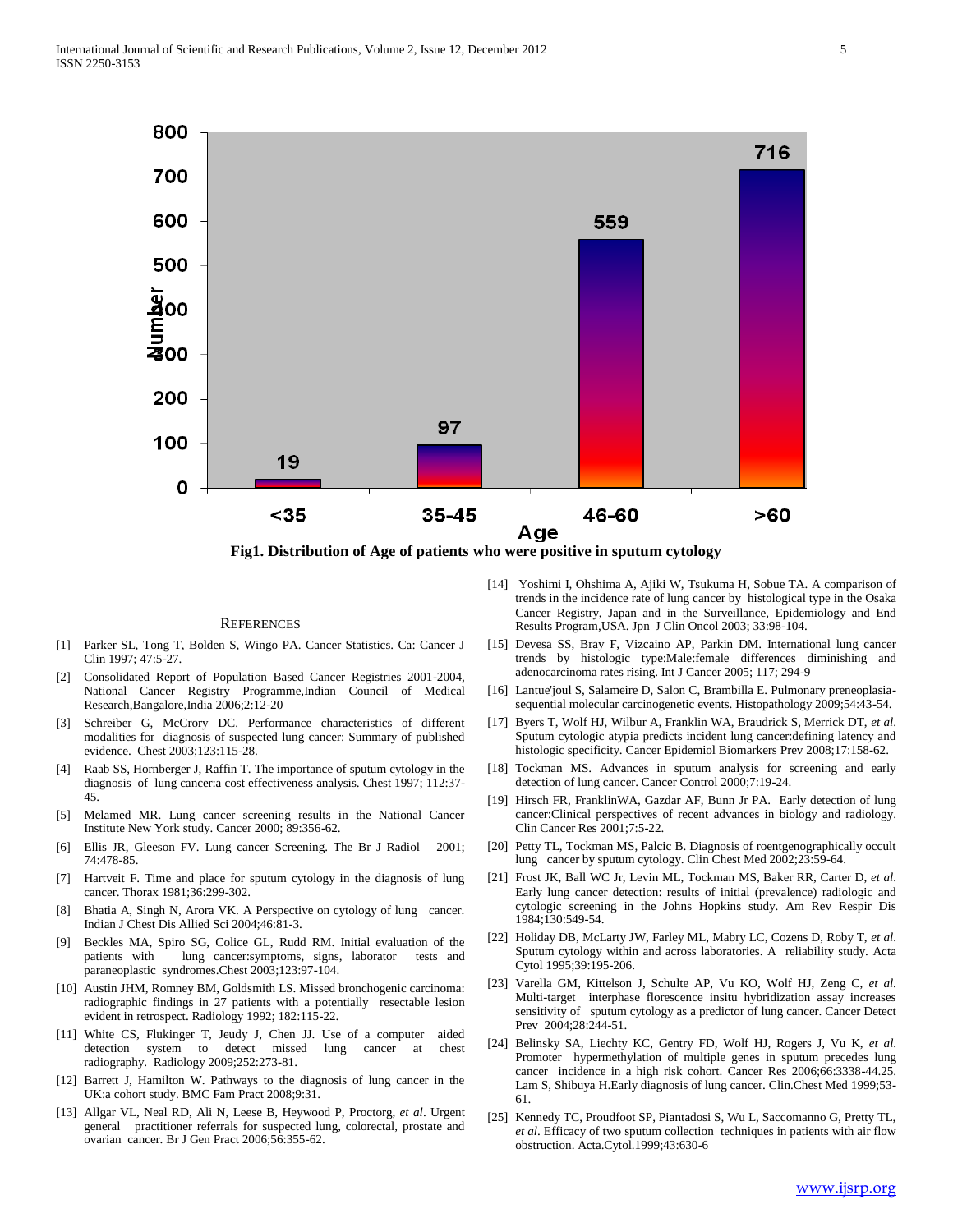Fig1. Distribution of Age of patients who were positive in sputum cytology

## REFERENCES

[1] Parker SL, Tong T, Bolden S, Wingo PA. Cancer Statistics. Ca: Cancer J Clin 1997; 47:5-27.

[2] Consolidated Report of Population Based Cancer Registries 2001-2004, National Cancer Registry Programme,Indian Council of Medical Research,Bangalore,India 2006;2:12-20

[3] Schreiber G, McCrory DC. Performance characteristics of different modalities for diagnosis of suspected lung cancer: Summary of published evidence. Chest 2003;123:115-28.

[4] Raab SS, Hornberger J, Raffin T. The importance of sputum cytology in the diagnosis of lung cancer:a cost effectiveness analysis. Chest 1997; 112:37-45.

[5] Melamed MR. Lung cancer screening results in the National Cancer Institute New York study. Cancer 2000; 89:356-62.

[6] Ellis JR, Gleeson FV. Lung cancer Screening. The Br J Radiol 2001; 74:478-85.

[7] Hartveit F. Time and place for sputum cytology in the diagnosis of lung cancer. Thorax 1981;36:299-302.

[8] Bhatia A, Singh N, Arora VK. A Perspective on cytology of lung cancer. Indian J Chest Dis Allied Sci 2004;46:81-3.

[9] Beckles MA, Spiro SG, Colice GL, Rudd RM. Initial evaluation of the patients with lung cancer:symptoms, signs, laborator tests and paraneoplastic syndromes.Chest 2003;123:97-104.

[10] Austin JHM, Romney BM, Goldsmith LS. Missed bronchogenic carcinoma: radiographic findings in 27 patients with a potentially resectable lesion evident in retrospect. Radiology 1992; 182:115-22.

[11] White CS, Flukinger T, Jeudy J, Chen JJ. Use of a computer aided detection system to detect missed lung cancer at chest radiography. Radiology 2009;252:273-81.

[12] Barrett J, Hamilton W. Pathways to the diagnosis of lung cancer in the UK:a cohort study. BMC Fam Pract 2008;9:31.

[13] Allgar VL, Neal RD, Ali N, Leese B, Heywood P, Proctorg, *et al*. Urgent general practitioner referrals for suspected lung, colorectal, prostate and ovarian cancer. Br J Gen Pract 2006;56:355-62.

[14] Yoshimi I, Ohshima A, Ajiki W, Tsukuma H, Sobue TA. A comparison of trends in the incidence rate of lung cancer by histological type in the Osaka Cancer Registry, Japan and in the Surveillance, Epidemiology and End Results Program,USA. Jpn J Clin Oncol 2003; 33:98-104.

[15] Devesa SS, Bray F, Vizcaino AP, Parkin DM. International lung cancer trends by histologic type:Male:female differences diminishing and adenocarcinoma rates rising. Int J Cancer 2005; 117; 294-9

[16] Lantue'joul S, Salameire D, Salon C, Brambilla E. Pulmonary preneoplasia-sequential molecular carcinogenetic events. Histopathology 2009;54:43-54.

[17] Byers T, Wolf HJ, Wilbur A, Franklin WA, Braudrick S, Merrick DT, *et al*. Sputum cytologic atypia predicts incident lung cancer:defining latency and histologic specificity. Cancer Epidemiol Biomarkers Prev 2008;17:158-62.

[18] Tockman MS. Advances in sputum analysis for screening and early detection of lung cancer. Cancer Control 2000;7:19-24.

[19] Hirsch FR, FranklinWA, Gazdar AF, Bunn Jr PA. Early detection of lung cancer:Clinical perspectives of recent advances in biology and radiology. Clin Cancer Res 2001;7:5-22.

[20] Petty TL, Tockman MS, Palcic B. Diagnosis of roentgenographically occult lung cancer by sputum cytology. Clin Chest Med 2002;23:59-64.

[21] Frost JK, Ball WC Jr, Levin ML, Tockman MS, Baker RR, Carter D, *et al*. Early lung cancer detection: results of initial (prevalence) radiologic and cytologic screening in the Johns Hopkins study. Am Rev Respir Dis 1984;130:549-54.

[22] Holiday DB, McLarty JW, Farley ML, Mabry LC, Cozens D, Roby T, *et al*. Sputum cytology within and across laboratories. A reliability study. Acta Cytol 1995;39:195-206.

[23] Varella GM, Kittelson J, Schulte AP, Vu KO, Wolf HJ, Zeng C, *et al.* Multi-target interphase florescence insitu hybridization assay increases sensitivity of sputum cytology as a predictor of lung cancer. Cancer Detect Prev 2004;28:244-51.

[24] Belinsky SA, Liechty KC, Gentry FD, Wolf HJ, Rogers J, Vu K, *et al.* Promoter hypermethylation of multiple genes in sputum precedes lung cancer incidence in a high risk cohort. Cancer Res 2006;66:3338-44.25. Lam S, Shibuya H.Early diagnosis of lung cancer. Clin.Chest Med 1999;53-61.

[25] Kennedy TC, Proudfoot SP, Piantadosi S, Wu L, Saccomanno G, Pretty TL, *et al*. Efficacy of two sputum collection techniques in patients with air flow obstruction. Acta.Cytol.1999;43:630-6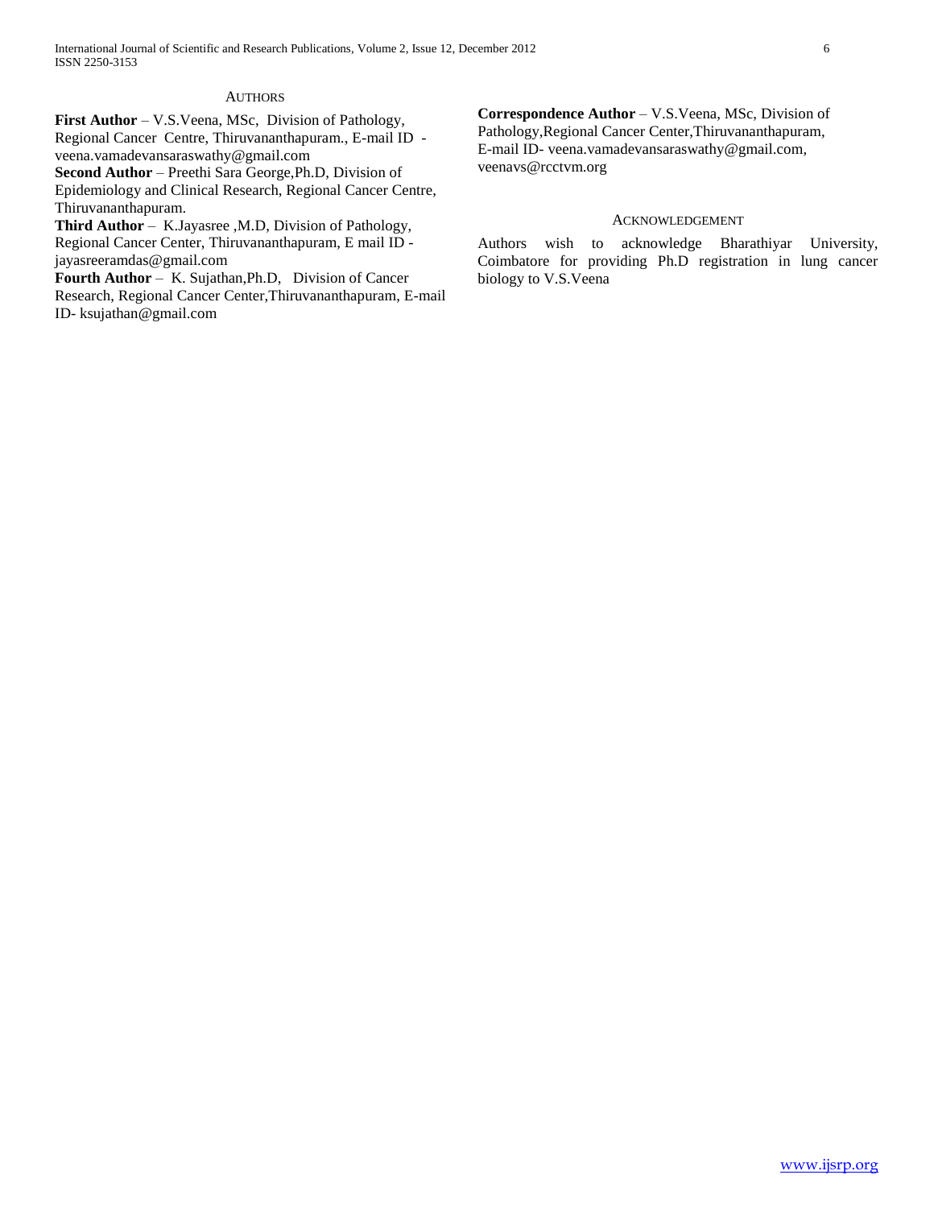## Authors

**First Author** – V.S.Veena, MSc, Division of Pathology, Regional Cancer Centre, Thiruvananthapuram., E-mail ID - veena.vamadevansaraswathy@gmail.com

**Second Author** – Preethi Sara George,Ph.D, Division of Epidemiology and Clinical Research, Regional Cancer Centre, Thiruvananthapuram.

**Third Author** – K.Jayasree ,M.D, Division of Pathology, Regional Cancer Center, Thiruvananthapuram, E mail ID - jayasreeramdas@gmail.com

**Fourth Author** – K. Sujathan,Ph.D, Division of Cancer Research, Regional Cancer Center,Thiruvananthapuram, E-mail ID- ksujathan@gmail.com

**Correspondence Author** – V.S.Veena, MSc, Division of Pathology,Regional Cancer Center,Thiruvananthapuram, E-mail ID- veena.vamadevansaraswathy@gmail.com, veenavs@rcctvm.org

## Acknowledgement

Authors wish to acknowledge Bharathiyar University, Coimbatore for providing Ph.D registration in lung cancer biology to V.S.Veena